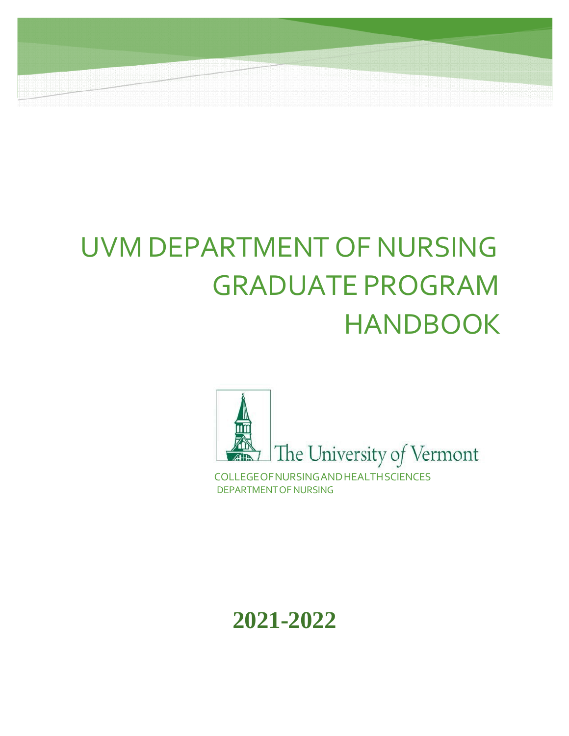# UVM DEPARTMENT OF NURSING GRADUATE PROGRAM HANDBOOK

The University of Vermont

COLLEGE OF NURSING AND HEALTH SCIENCES
DEPARTMENT OF NURSING

**2021-2022**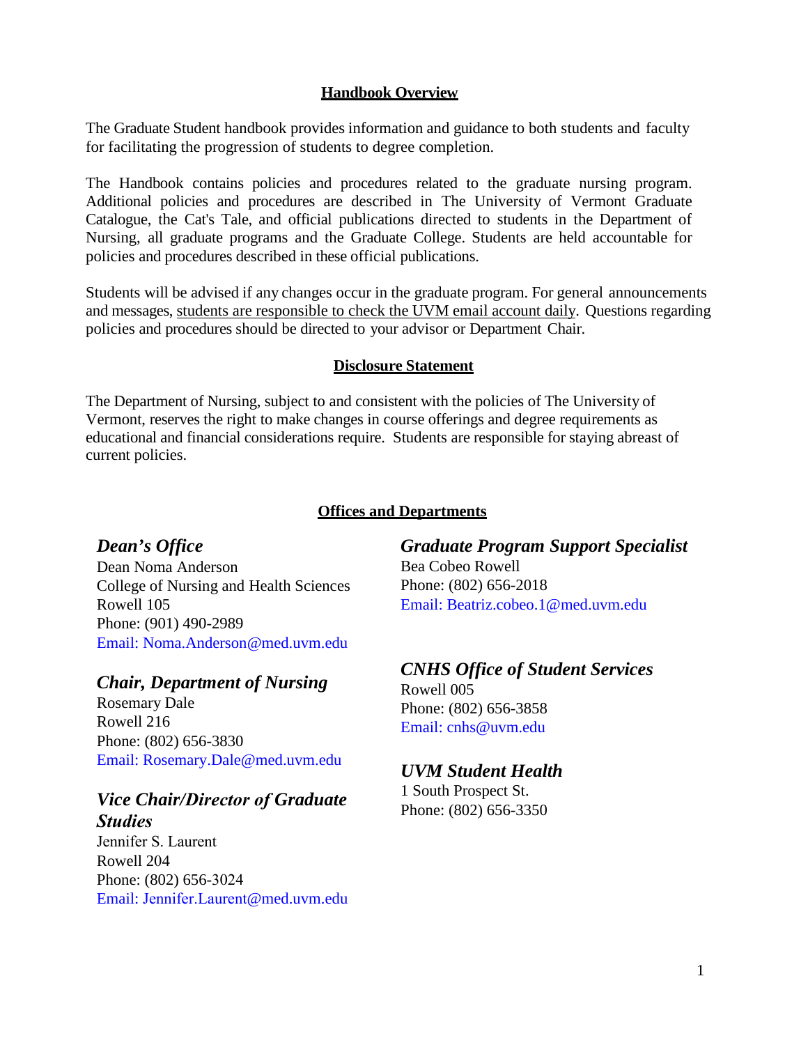## Handbook Overview

The Graduate Student handbook provides information and guidance to both students and faculty for facilitating the progression of students to degree completion.

The Handbook contains policies and procedures related to the graduate nursing program. Additional policies and procedures are described in The University of Vermont Graduate Catalogue, the Cat's Tale, and official publications directed to students in the Department of Nursing, all graduate programs and the Graduate College. Students are held accountable for policies and procedures described in these official publications.

Students will be advised if any changes occur in the graduate program. For general announcements and messages, students are responsible to check the UVM email account daily. Questions regarding policies and procedures should be directed to your advisor or Department Chair.

## Disclosure Statement

The Department of Nursing, subject to and consistent with the policies of The University of Vermont, reserves the right to make changes in course offerings and degree requirements as educational and financial considerations require. Students are responsible for staying abreast of current policies.

## Offices and Departments

### *Dean's Office*

Dean Noma Anderson
College of Nursing and Health Sciences
Rowell 105
Phone: (901) 490-2989
Email: Noma.Anderson@med.uvm.edu

### *Chair, Department of Nursing*

Rosemary Dale
Rowell 216
Phone: (802) 656-3830
Email: Rosemary.Dale@med.uvm.edu

### *Vice Chair/Director of Graduate Studies*

Jennifer S. Laurent
Rowell 204
Phone: (802) 656-3024
Email: Jennifer.Laurent@med.uvm.edu

### *Graduate Program Support Specialist*

Bea Cobeo Rowell
Phone: (802) 656-2018
Email: Beatriz.cobeo.1@med.uvm.edu

### *CNHS Office of Student Services*

Rowell 005
Phone: (802) 656-3858
Email: cnhs@uvm.edu

### *UVM Student Health*

1 South Prospect St.
Phone: (802) 656-3350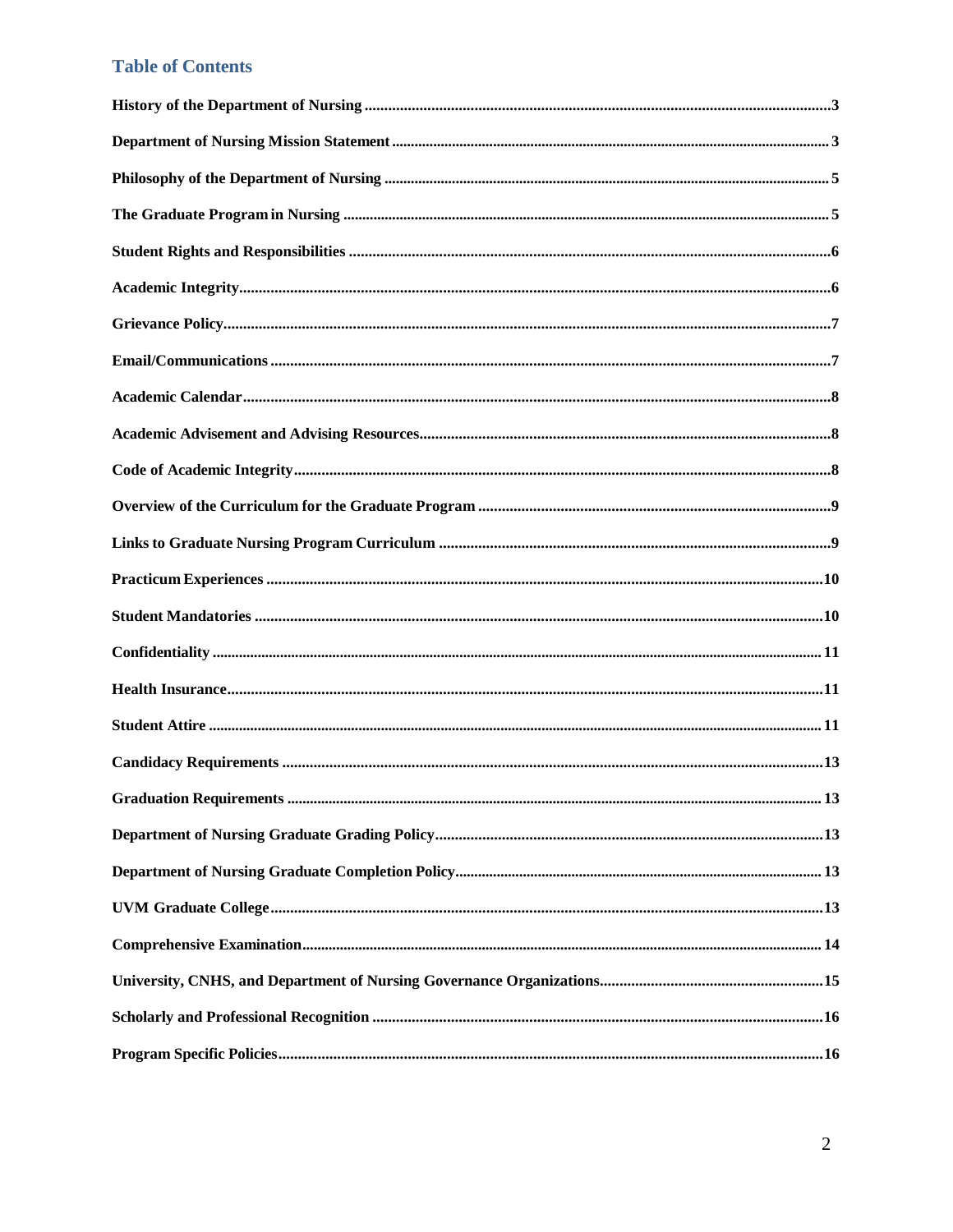## Table of Contents

**History of the Department of Nursing** ........................................................................ 3

**Department of Nursing Mission Statement** ........................................................................ 3

**Philosophy of the Department of Nursing** ........................................................................ 5

**The Graduate Program in Nursing** ........................................................................ 5

**Student Rights and Responsibilities** ........................................................................ 6

**Academic Integrity** ........................................................................ 6

**Grievance Policy** ........................................................................ 7

**Email/Communications** ........................................................................ 7

**Academic Calendar** ........................................................................ 8

**Academic Advisement and Advising Resources** ........................................................................ 8

**Code of Academic Integrity** ........................................................................ 8

**Overview of the Curriculum for the Graduate Program** ........................................................................ 9

**Links to Graduate Nursing Program Curriculum** ........................................................................ 9

**Practicum Experiences** ........................................................................ 10

**Student Mandatories** ........................................................................ 10

**Confidentiality** ........................................................................ 11

**Health Insurance** ........................................................................ 11

**Student Attire** ........................................................................ 11

**Candidacy Requirements** ........................................................................ 13

**Graduation Requirements** ........................................................................ 13

**Department of Nursing Graduate Grading Policy** ........................................................................ 13

**Department of Nursing Graduate Completion Policy** ........................................................................ 13

**UVM Graduate College** ........................................................................ 13

**Comprehensive Examination** ........................................................................ 14

**University, CNHS, and Department of Nursing Governance Organizations** ........................................................................ 15

**Scholarly and Professional Recognition** ........................................................................ 16

**Program Specific Policies** ........................................................................ 16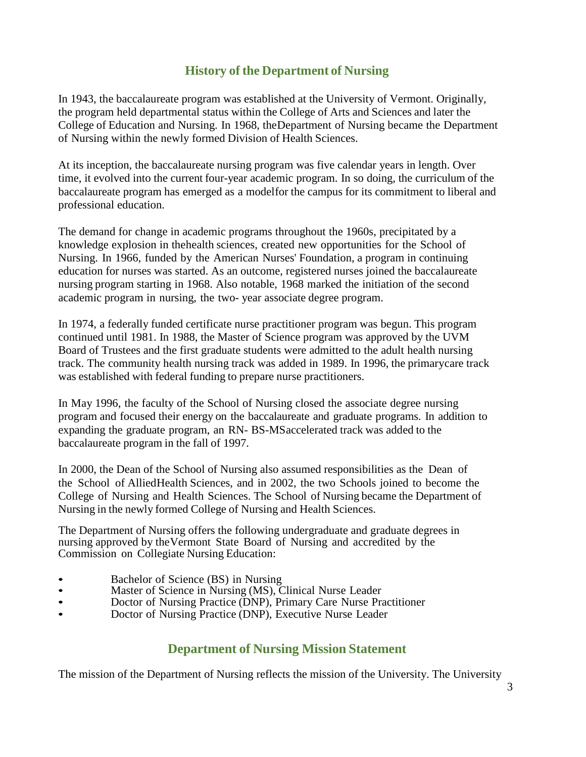## History of the Department of Nursing

In 1943, the baccalaureate program was established at the University of Vermont. Originally, the program held departmental status within the College of Arts and Sciences and later the College of Education and Nursing. In 1968, theDepartment of Nursing became the Department of Nursing within the newly formed Division of Health Sciences.

At its inception, the baccalaureate nursing program was five calendar years in length. Over time, it evolved into the current four-year academic program. In so doing, the curriculum of the baccalaureate program has emerged as a modelfor the campus for its commitment to liberal and professional education.

The demand for change in academic programs throughout the 1960s, precipitated by a knowledge explosion in thehealth sciences, created new opportunities for the School of Nursing. In 1966, funded by the American Nurses' Foundation, a program in continuing education for nurses was started. As an outcome, registered nurses joined the baccalaureate nursing program starting in 1968. Also notable, 1968 marked the initiation of the second academic program in nursing, the two- year associate degree program.

In 1974, a federally funded certificate nurse practitioner program was begun. This program continued until 1981. In 1988, the Master of Science program was approved by the UVM Board of Trustees and the first graduate students were admitted to the adult health nursing track. The community health nursing track was added in 1989. In 1996, the primarycare track was established with federal funding to prepare nurse practitioners.

In May 1996, the faculty of the School of Nursing closed the associate degree nursing program and focused their energy on the baccalaureate and graduate programs. In addition to expanding the graduate program, an RN- BS-MSaccelerated track was added to the baccalaureate program in the fall of 1997.

In 2000, the Dean of the School of Nursing also assumed responsibilities as the Dean of the School of AlliedHealth Sciences, and in 2002, the two Schools joined to become the College of Nursing and Health Sciences. The School of Nursing became the Department of Nursing in the newly formed College of Nursing and Health Sciences.

The Department of Nursing offers the following undergraduate and graduate degrees in nursing approved by theVermont State Board of Nursing and accredited by the Commission on Collegiate Nursing Education:

- Bachelor of Science (BS) in Nursing
- Master of Science in Nursing (MS), Clinical Nurse Leader
- Doctor of Nursing Practice (DNP), Primary Care Nurse Practitioner
- Doctor of Nursing Practice (DNP), Executive Nurse Leader

## Department of Nursing Mission Statement

The mission of the Department of Nursing reflects the mission of the University. The University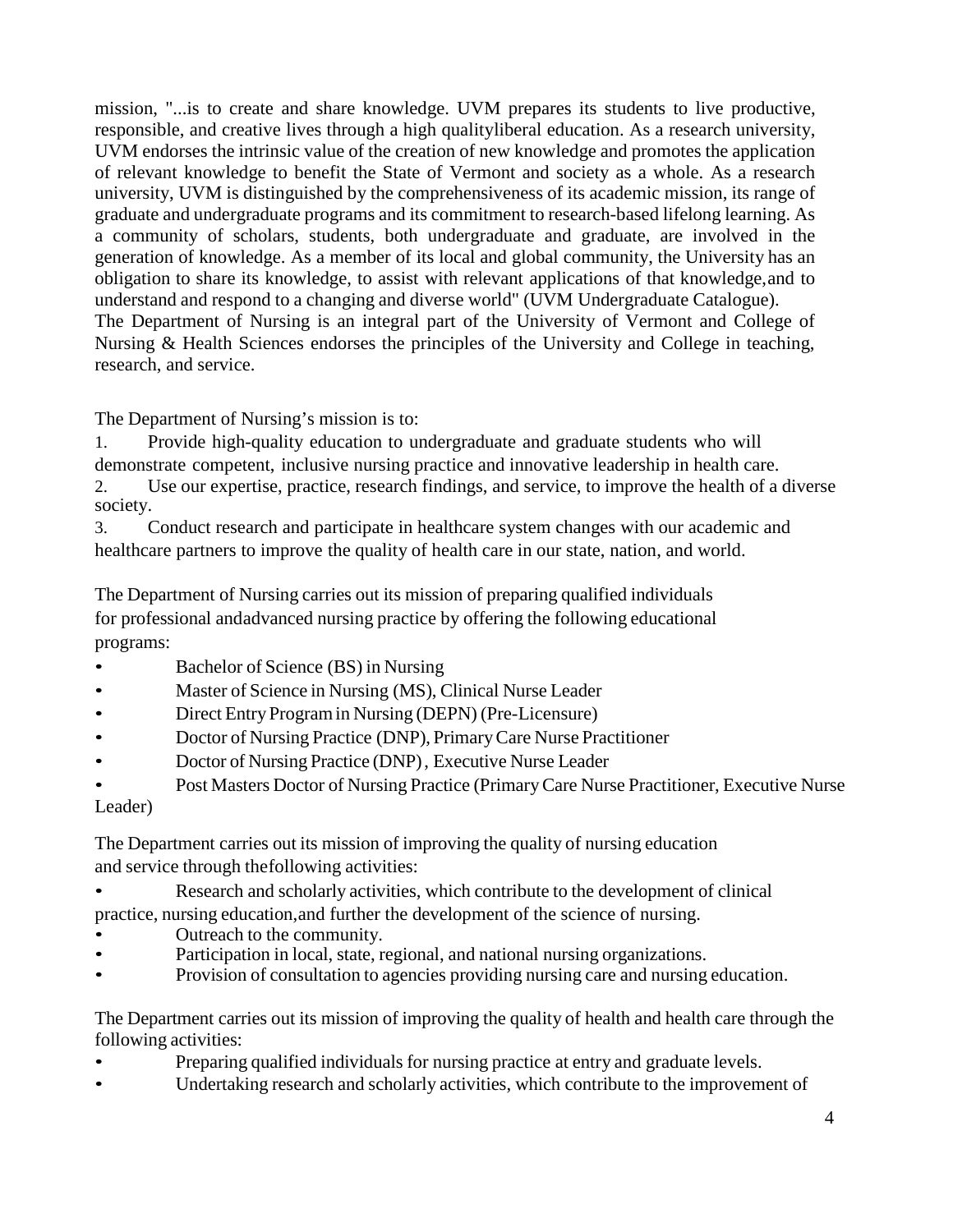mission, "...is to create and share knowledge. UVM prepares its students to live productive, responsible, and creative lives through a high qualityliberal education. As a research university, UVM endorses the intrinsic value of the creation of new knowledge and promotes the application of relevant knowledge to benefit the State of Vermont and society as a whole. As a research university, UVM is distinguished by the comprehensiveness of its academic mission, its range of graduate and undergraduate programs and its commitment to research-based lifelong learning. As a community of scholars, students, both undergraduate and graduate, are involved in the generation of knowledge. As a member of its local and global community, the University has an obligation to share its knowledge, to assist with relevant applications of that knowledge,and to understand and respond to a changing and diverse world" (UVM Undergraduate Catalogue).

The Department of Nursing is an integral part of the University of Vermont and College of Nursing & Health Sciences endorses the principles of the University and College in teaching, research, and service.

The Department of Nursing's mission is to:

1. Provide high-quality education to undergraduate and graduate students who will demonstrate competent, inclusive nursing practice and innovative leadership in health care.
2. Use our expertise, practice, research findings, and service, to improve the health of a diverse society.
3. Conduct research and participate in healthcare system changes with our academic and healthcare partners to improve the quality of health care in our state, nation, and world.

The Department of Nursing carries out its mission of preparing qualified individuals for professional andadvanced nursing practice by offering the following educational programs:

- Bachelor of Science (BS) in Nursing
- Master of Science in Nursing (MS), Clinical Nurse Leader
- Direct Entry Program in Nursing (DEPN) (Pre-Licensure)
- Doctor of Nursing Practice (DNP), Primary Care Nurse Practitioner
- Doctor of Nursing Practice (DNP) , Executive Nurse Leader
- Post Masters Doctor of Nursing Practice (Primary Care Nurse Practitioner, Executive Nurse Leader)

The Department carries out its mission of improving the quality of nursing education and service through thefollowing activities:

- Research and scholarly activities, which contribute to the development of clinical practice, nursing education,and further the development of the science of nursing.
- Outreach to the community.
- Participation in local, state, regional, and national nursing organizations.
- Provision of consultation to agencies providing nursing care and nursing education.

The Department carries out its mission of improving the quality of health and health care through the following activities:

- Preparing qualified individuals for nursing practice at entry and graduate levels.
- Undertaking research and scholarly activities, which contribute to the improvement of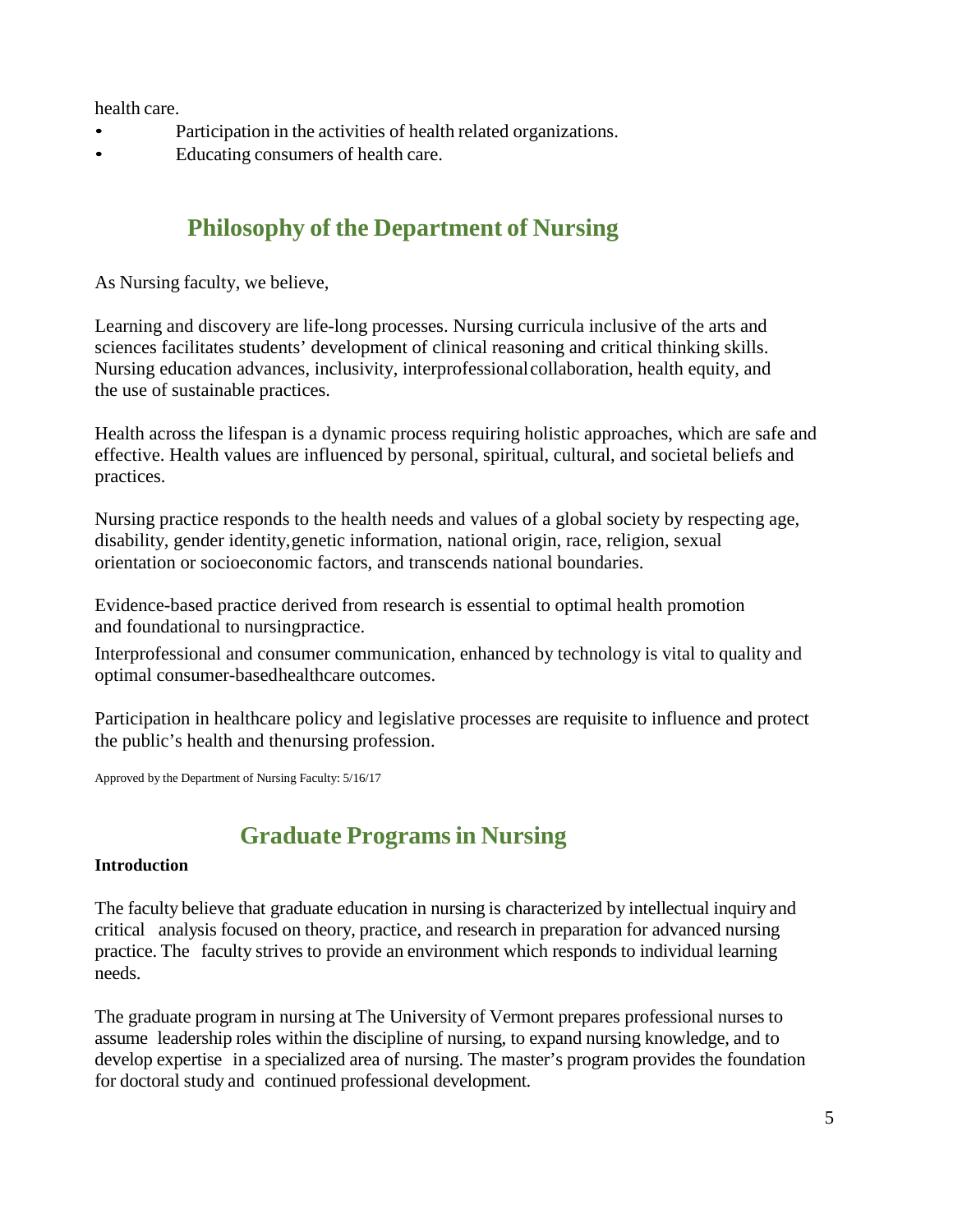health care.

- Participation in the activities of health related organizations.
- Educating consumers of health care.

## Philosophy of the Department of Nursing

As Nursing faculty, we believe,

Learning and discovery are life-long processes. Nursing curricula inclusive of the arts and sciences facilitates students' development of clinical reasoning and critical thinking skills. Nursing education advances, inclusivity, interprofessional collaboration, health equity, and the use of sustainable practices.

Health across the lifespan is a dynamic process requiring holistic approaches, which are safe and effective. Health values are influenced by personal, spiritual, cultural, and societal beliefs and practices.

Nursing practice responds to the health needs and values of a global society by respecting age, disability, gender identity, genetic information, national origin, race, religion, sexual orientation or socioeconomic factors, and transcends national boundaries.

Evidence-based practice derived from research is essential to optimal health promotion and foundational to nursing practice.

Interprofessional and consumer communication, enhanced by technology is vital to quality and optimal consumer-based healthcare outcomes.

Participation in healthcare policy and legislative processes are requisite to influence and protect the public's health and the nursing profession.

Approved by the Department of Nursing Faculty: 5/16/17

## Graduate Programs in Nursing

**Introduction**

The faculty believe that graduate education in nursing is characterized by intellectual inquiry and critical analysis focused on theory, practice, and research in preparation for advanced nursing practice. The faculty strives to provide an environment which responds to individual learning needs.

The graduate program in nursing at The University of Vermont prepares professional nurses to assume leadership roles within the discipline of nursing, to expand nursing knowledge, and to develop expertise in a specialized area of nursing. The master's program provides the foundation for doctoral study and continued professional development.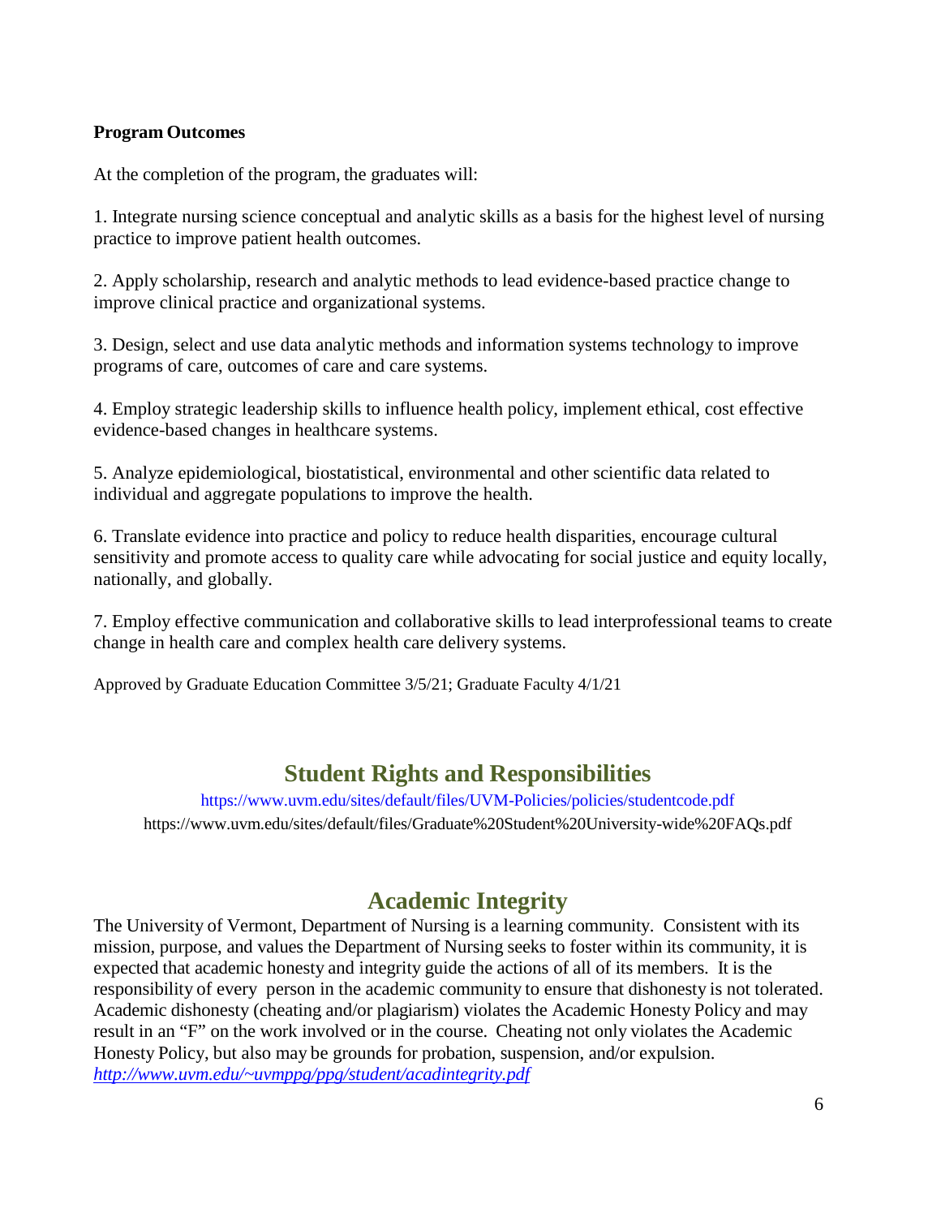**Program Outcomes**

At the completion of the program, the graduates will:

1. Integrate nursing science conceptual and analytic skills as a basis for the highest level of nursing practice to improve patient health outcomes.

2. Apply scholarship, research and analytic methods to lead evidence-based practice change to improve clinical practice and organizational systems.

3. Design, select and use data analytic methods and information systems technology to improve programs of care, outcomes of care and care systems.

4. Employ strategic leadership skills to influence health policy, implement ethical, cost effective evidence-based changes in healthcare systems.

5. Analyze epidemiological, biostatistical, environmental and other scientific data related to individual and aggregate populations to improve the health.

6. Translate evidence into practice and policy to reduce health disparities, encourage cultural sensitivity and promote access to quality care while advocating for social justice and equity locally, nationally, and globally.

7. Employ effective communication and collaborative skills to lead interprofessional teams to create change in health care and complex health care delivery systems.

Approved by Graduate Education Committee 3/5/21; Graduate Faculty 4/1/21

## Student Rights and Responsibilities

https://www.uvm.edu/sites/default/files/UVM-Policies/policies/studentcode.pdf
https://www.uvm.edu/sites/default/files/Graduate%20Student%20University-wide%20FAQs.pdf

## Academic Integrity

The University of Vermont, Department of Nursing is a learning community. Consistent with its mission, purpose, and values the Department of Nursing seeks to foster within its community, it is expected that academic honesty and integrity guide the actions of all of its members. It is the responsibility of every person in the academic community to ensure that dishonesty is not tolerated. Academic dishonesty (cheating and/or plagiarism) violates the Academic Honesty Policy and may result in an "F" on the work involved or in the course. Cheating not only violates the Academic Honesty Policy, but also may be grounds for probation, suspension, and/or expulsion. *http://www.uvm.edu/~uvmppg/ppg/student/acadintegrity.pdf*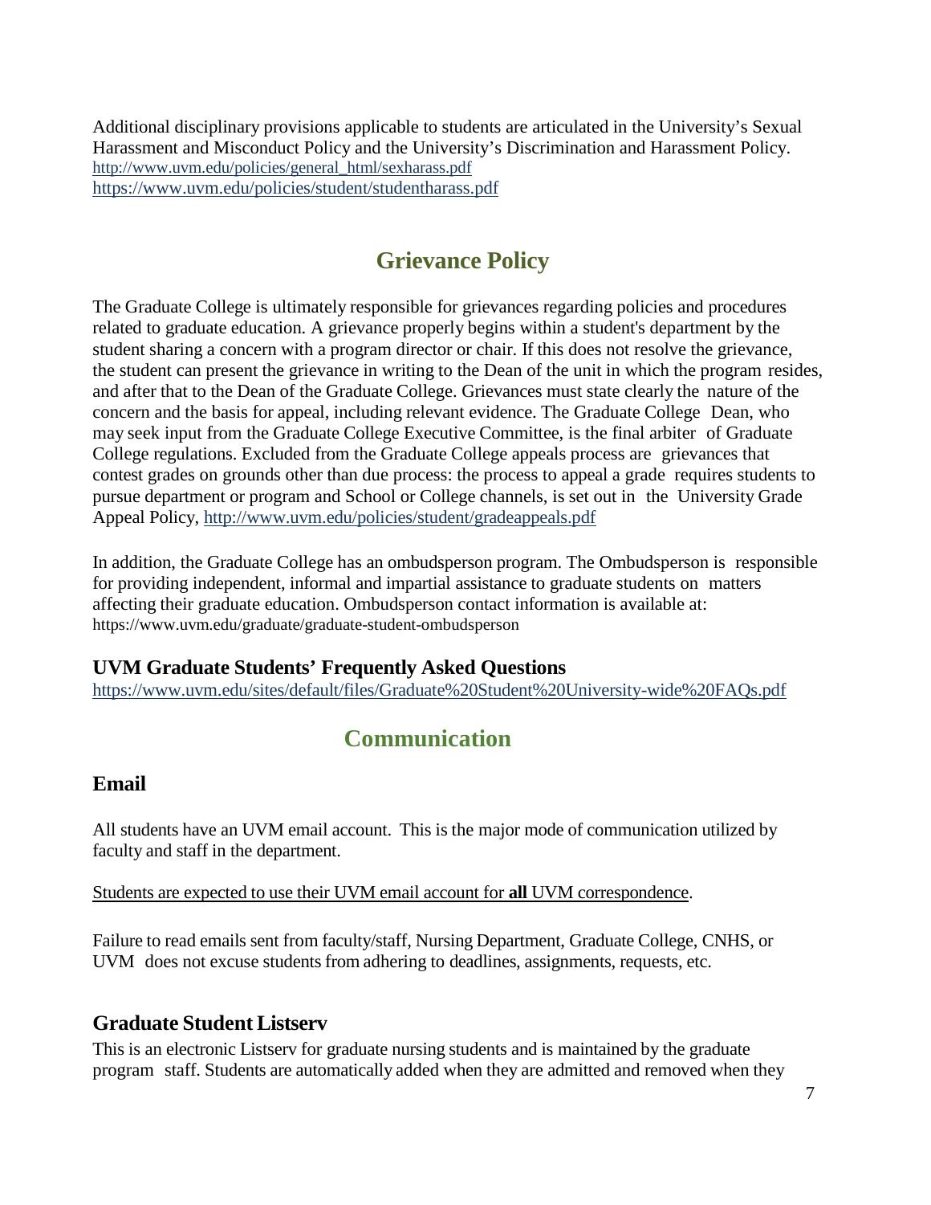Additional disciplinary provisions applicable to students are articulated in the University's Sexual Harassment and Misconduct Policy and the University's Discrimination and Harassment Policy.
http://www.uvm.edu/policies/general_html/sexharass.pdf
https://www.uvm.edu/policies/student/studentharass.pdf

## Grievance Policy

The Graduate College is ultimately responsible for grievances regarding policies and procedures related to graduate education. A grievance properly begins within a student's department by the student sharing a concern with a program director or chair. If this does not resolve the grievance, the student can present the grievance in writing to the Dean of the unit in which the program resides, and after that to the Dean of the Graduate College. Grievances must state clearly the nature of the concern and the basis for appeal, including relevant evidence. The Graduate College Dean, who may seek input from the Graduate College Executive Committee, is the final arbiter of Graduate College regulations. Excluded from the Graduate College appeals process are grievances that contest grades on grounds other than due process: the process to appeal a grade requires students to pursue department or program and School or College channels, is set out in the University Grade Appeal Policy, http://www.uvm.edu/policies/student/gradeappeals.pdf

In addition, the Graduate College has an ombudsperson program. The Ombudsperson is responsible for providing independent, informal and impartial assistance to graduate students on matters affecting their graduate education. Ombudsperson contact information is available at: https://www.uvm.edu/graduate/graduate-student-ombudsperson

### UVM Graduate Students' Frequently Asked Questions

https://www.uvm.edu/sites/default/files/Graduate%20Student%20University-wide%20FAQs.pdf

## Communication

### Email

All students have an UVM email account. This is the major mode of communication utilized by faculty and staff in the department.

Students are expected to use their UVM email account for **all** UVM correspondence.

Failure to read emails sent from faculty/staff, Nursing Department, Graduate College, CNHS, or UVM does not excuse students from adhering to deadlines, assignments, requests, etc.

### Graduate Student Listserv

This is an electronic Listserv for graduate nursing students and is maintained by the graduate program staff. Students are automatically added when they are admitted and removed when they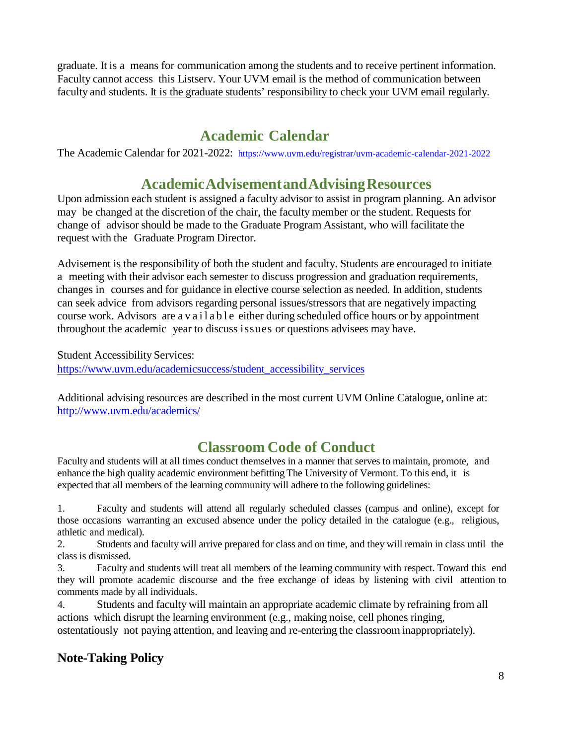graduate. It is a means for communication among the students and to receive pertinent information. Faculty cannot access this Listserv. Your UVM email is the method of communication between faculty and students. It is the graduate students' responsibility to check your UVM email regularly.

## Academic Calendar

The Academic Calendar for 2021-2022: https://www.uvm.edu/registrar/uvm-academic-calendar-2021-2022

## Academic Advisement and Advising Resources

Upon admission each student is assigned a faculty advisor to assist in program planning. An advisor may be changed at the discretion of the chair, the faculty member or the student. Requests for change of advisor should be made to the Graduate Program Assistant, who will facilitate the request with the Graduate Program Director.

Advisement is the responsibility of both the student and faculty. Students are encouraged to initiate a meeting with their advisor each semester to discuss progression and graduation requirements, changes in courses and for guidance in elective course selection as needed. In addition, students can seek advice from advisors regarding personal issues/stressors that are negatively impacting course work. Advisors are available either during scheduled office hours or by appointment throughout the academic year to discuss issues or questions advisees may have.

Student Accessibility Services:
https://www.uvm.edu/academicsuccess/student_accessibility_services

Additional advising resources are described in the most current UVM Online Catalogue, online at: http://www.uvm.edu/academics/

## Classroom Code of Conduct

Faculty and students will at all times conduct themselves in a manner that serves to maintain, promote, and enhance the high quality academic environment befitting The University of Vermont. To this end, it is expected that all members of the learning community will adhere to the following guidelines:

1. Faculty and students will attend all regularly scheduled classes (campus and online), except for those occasions warranting an excused absence under the policy detailed in the catalogue (e.g., religious, athletic and medical).
2. Students and faculty will arrive prepared for class and on time, and they will remain in class until the class is dismissed.
3. Faculty and students will treat all members of the learning community with respect. Toward this end they will promote academic discourse and the free exchange of ideas by listening with civil attention to comments made by all individuals.
4. Students and faculty will maintain an appropriate academic climate by refraining from all actions which disrupt the learning environment (e.g., making noise, cell phones ringing, ostentatiously not paying attention, and leaving and re-entering the classroom inappropriately).

### Note-Taking Policy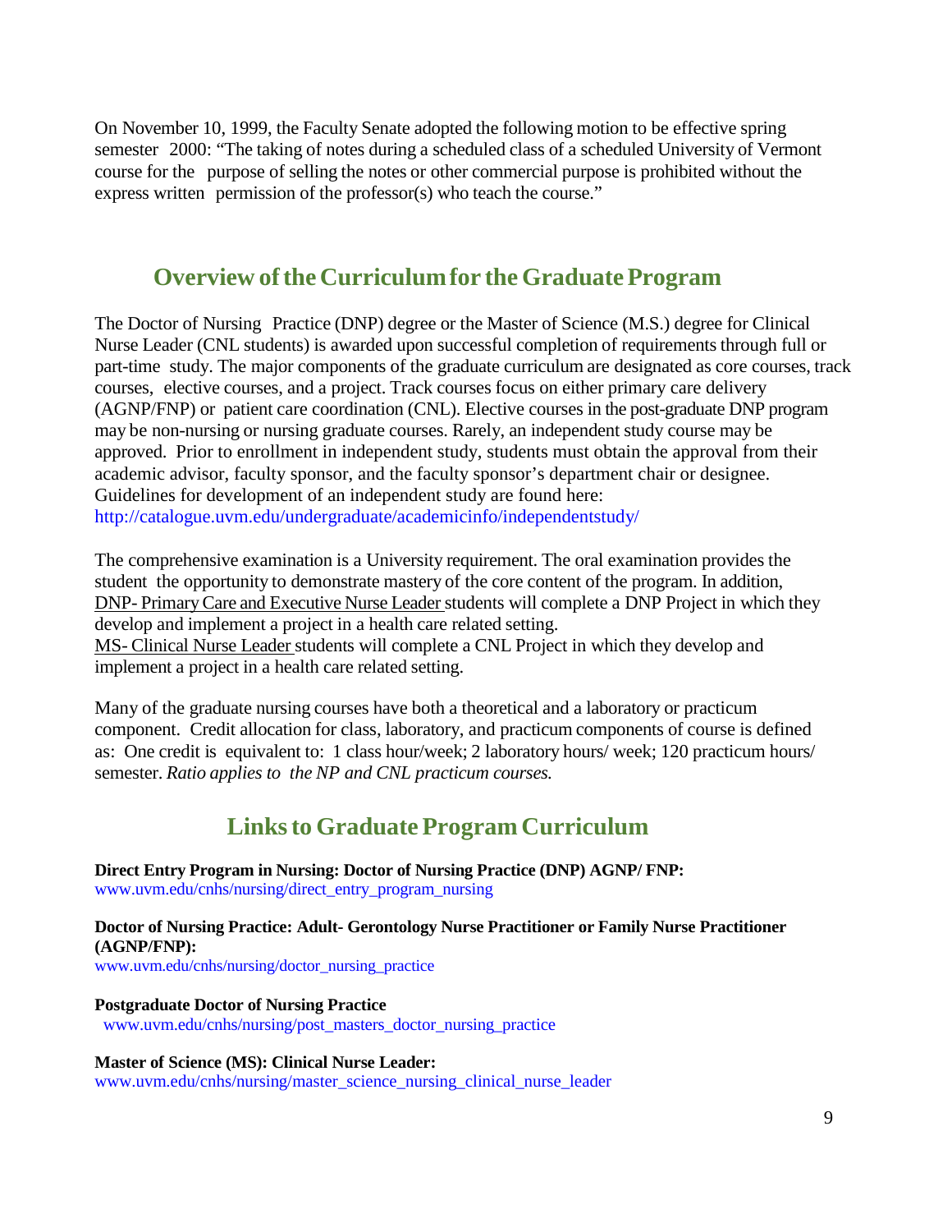On November 10, 1999, the Faculty Senate adopted the following motion to be effective spring semester 2000: "The taking of notes during a scheduled class of a scheduled University of Vermont course for the purpose of selling the notes or other commercial purpose is prohibited without the express written permission of the professor(s) who teach the course."

## Overview of the Curriculum for the Graduate Program

The Doctor of Nursing Practice (DNP) degree or the Master of Science (M.S.) degree for Clinical Nurse Leader (CNL students) is awarded upon successful completion of requirements through full or part-time study. The major components of the graduate curriculum are designated as core courses, track courses, elective courses, and a project. Track courses focus on either primary care delivery (AGNP/FNP) or patient care coordination (CNL). Elective courses in the post-graduate DNP program may be non-nursing or nursing graduate courses. Rarely, an independent study course may be approved. Prior to enrollment in independent study, students must obtain the approval from their academic advisor, faculty sponsor, and the faculty sponsor's department chair or designee. Guidelines for development of an independent study are found here: http://catalogue.uvm.edu/undergraduate/academicinfo/independentstudy/

The comprehensive examination is a University requirement. The oral examination provides the student the opportunity to demonstrate mastery of the core content of the program. In addition, DNP- Primary Care and Executive Nurse Leader students will complete a DNP Project in which they develop and implement a project in a health care related setting.
MS- Clinical Nurse Leader students will complete a CNL Project in which they develop and implement a project in a health care related setting.

Many of the graduate nursing courses have both a theoretical and a laboratory or practicum component. Credit allocation for class, laboratory, and practicum components of course is defined as: One credit is equivalent to: 1 class hour/week; 2 laboratory hours/ week; 120 practicum hours/ semester. *Ratio applies to the NP and CNL practicum courses.*

## Links to Graduate Program Curriculum

**Direct Entry Program in Nursing: Doctor of Nursing Practice (DNP) AGNP/ FNP:**
www.uvm.edu/cnhs/nursing/direct_entry_program_nursing

**Doctor of Nursing Practice: Adult- Gerontology Nurse Practitioner or Family Nurse Practitioner (AGNP/FNP):**
www.uvm.edu/cnhs/nursing/doctor_nursing_practice

**Postgraduate Doctor of Nursing Practice**
www.uvm.edu/cnhs/nursing/post_masters_doctor_nursing_practice

**Master of Science (MS): Clinical Nurse Leader:**
www.uvm.edu/cnhs/nursing/master_science_nursing_clinical_nurse_leader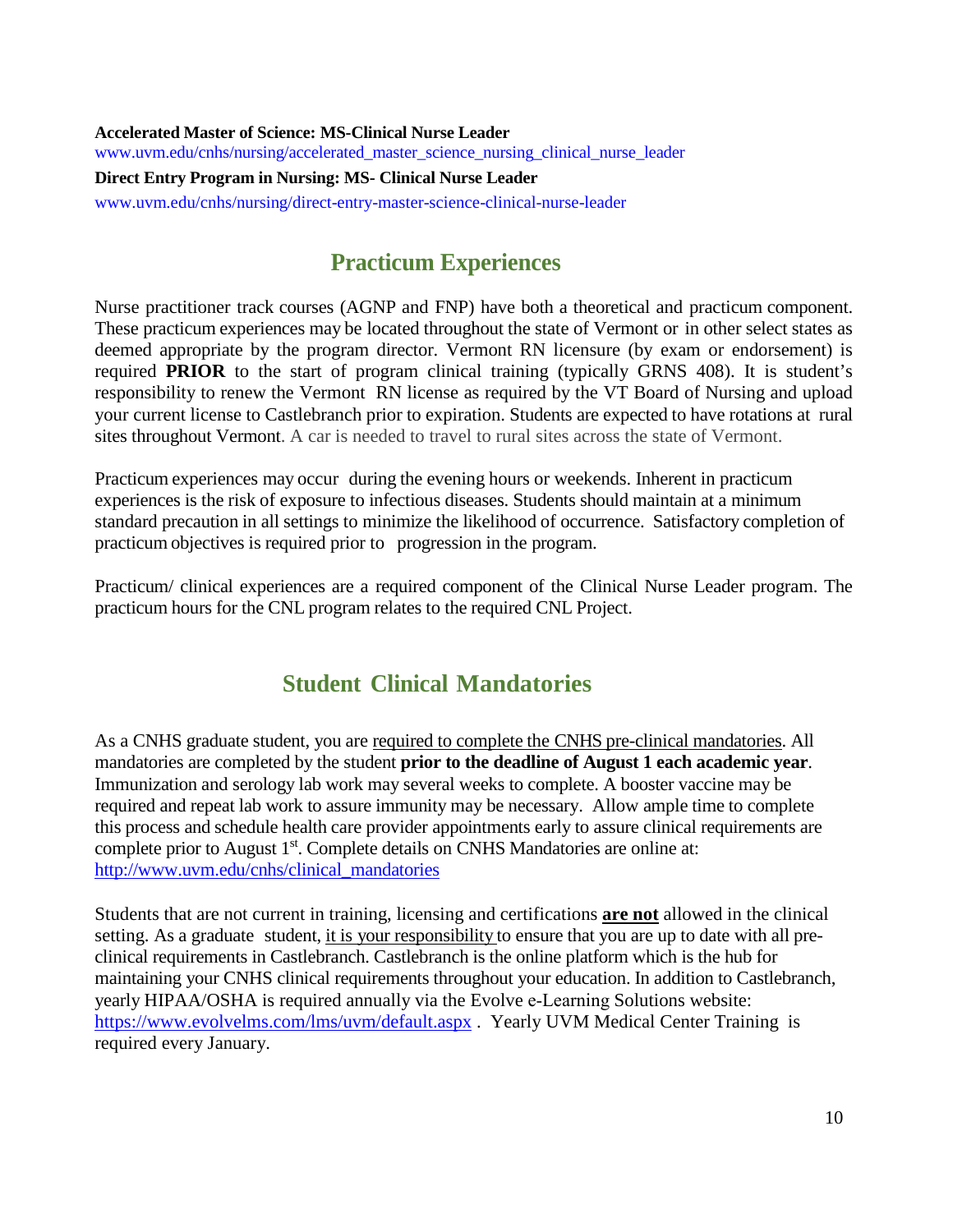**Accelerated Master of Science: MS-Clinical Nurse Leader**
www.uvm.edu/cnhs/nursing/accelerated_master_science_nursing_clinical_nurse_leader

**Direct Entry Program in Nursing: MS- Clinical Nurse Leader**
www.uvm.edu/cnhs/nursing/direct-entry-master-science-clinical-nurse-leader

## Practicum Experiences

Nurse practitioner track courses (AGNP and FNP) have both a theoretical and practicum component. These practicum experiences may be located throughout the state of Vermont or in other select states as deemed appropriate by the program director. Vermont RN licensure (by exam or endorsement) is required **PRIOR** to the start of program clinical training (typically GRNS 408). It is student's responsibility to renew the Vermont RN license as required by the VT Board of Nursing and upload your current license to Castlebranch prior to expiration. Students are expected to have rotations at rural sites throughout Vermont. A car is needed to travel to rural sites across the state of Vermont.

Practicum experiences may occur during the evening hours or weekends. Inherent in practicum experiences is the risk of exposure to infectious diseases. Students should maintain at a minimum standard precaution in all settings to minimize the likelihood of occurrence. Satisfactory completion of practicum objectives is required prior to progression in the program.

Practicum/ clinical experiences are a required component of the Clinical Nurse Leader program. The practicum hours for the CNL program relates to the required CNL Project.

## Student Clinical Mandatories

As a CNHS graduate student, you are required to complete the CNHS pre-clinical mandatories. All mandatories are completed by the student **prior to the deadline of August 1 each academic year**. Immunization and serology lab work may several weeks to complete. A booster vaccine may be required and repeat lab work to assure immunity may be necessary. Allow ample time to complete this process and schedule health care provider appointments early to assure clinical requirements are complete prior to August 1st. Complete details on CNHS Mandatories are online at: http://www.uvm.edu/cnhs/clinical_mandatories

Students that are not current in training, licensing and certifications **are not** allowed in the clinical setting. As a graduate student, it is your responsibility to ensure that you are up to date with all pre-clinical requirements in Castlebranch. Castlebranch is the online platform which is the hub for maintaining your CNHS clinical requirements throughout your education. In addition to Castlebranch, yearly HIPAA/OSHA is required annually via the Evolve e-Learning Solutions website: https://www.evolvelms.com/lms/uvm/default.aspx . Yearly UVM Medical Center Training is required every January.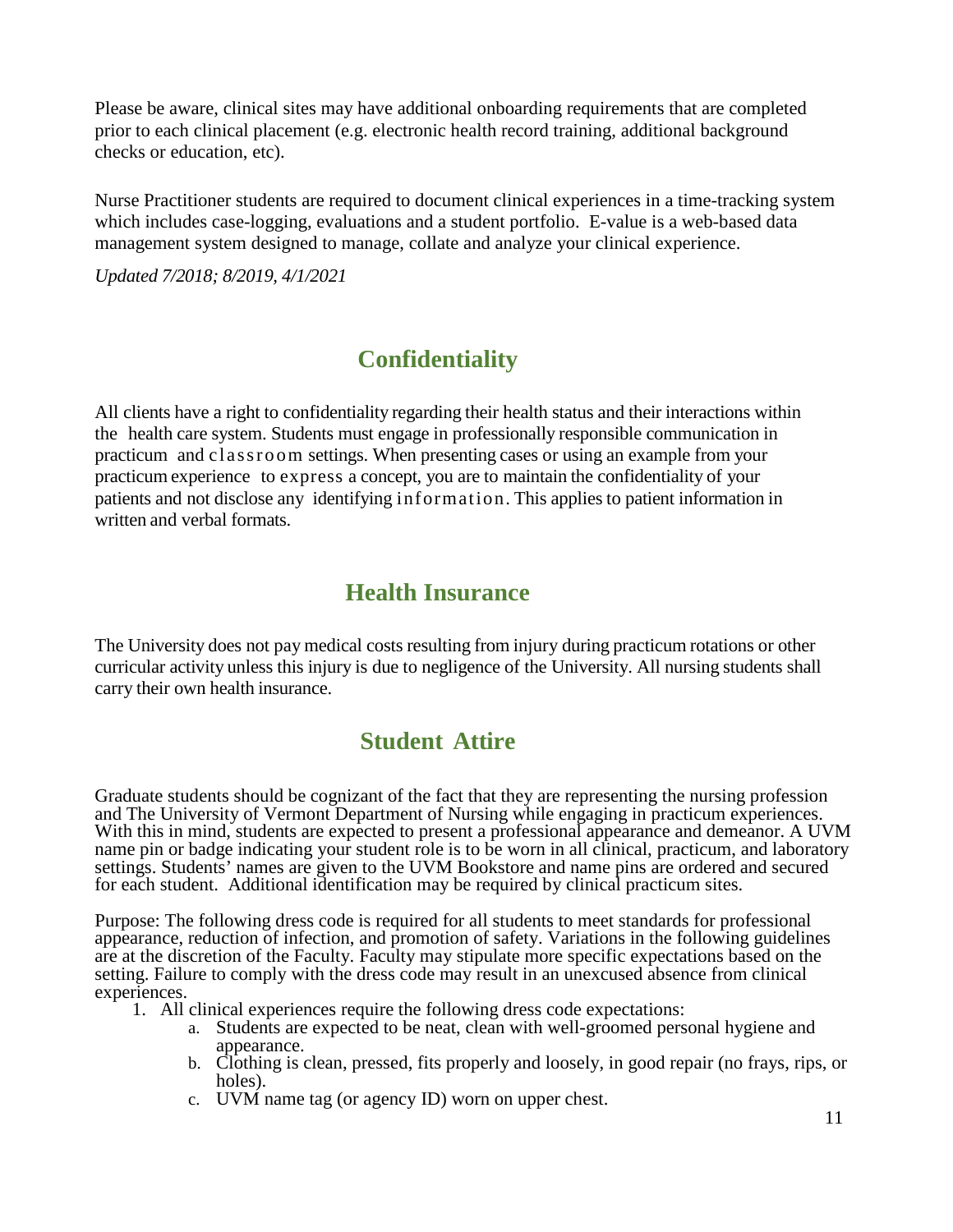Please be aware, clinical sites may have additional onboarding requirements that are completed prior to each clinical placement (e.g. electronic health record training, additional background checks or education, etc).

Nurse Practitioner students are required to document clinical experiences in a time-tracking system which includes case-logging, evaluations and a student portfolio. E-value is a web-based data management system designed to manage, collate and analyze your clinical experience.

*Updated 7/2018; 8/2019, 4/1/2021*

## Confidentiality

All clients have a right to confidentiality regarding their health status and their interactions within the health care system. Students must engage in professionally responsible communication in practicum and classroom settings. When presenting cases or using an example from your practicum experience to express a concept, you are to maintain the confidentiality of your patients and not disclose any identifying information. This applies to patient information in written and verbal formats.

## Health Insurance

The University does not pay medical costs resulting from injury during practicum rotations or other curricular activity unless this injury is due to negligence of the University. All nursing students shall carry their own health insurance.

## Student Attire

Graduate students should be cognizant of the fact that they are representing the nursing profession and The University of Vermont Department of Nursing while engaging in practicum experiences. With this in mind, students are expected to present a professional appearance and demeanor. A UVM name pin or badge indicating your student role is to be worn in all clinical, practicum, and laboratory settings. Students' names are given to the UVM Bookstore and name pins are ordered and secured for each student. Additional identification may be required by clinical practicum sites.

Purpose: The following dress code is required for all students to meet standards for professional appearance, reduction of infection, and promotion of safety. Variations in the following guidelines are at the discretion of the Faculty. Faculty may stipulate more specific expectations based on the setting. Failure to comply with the dress code may result in an unexcused absence from clinical experiences.

1. All clinical experiences require the following dress code expectations:
   a. Students are expected to be neat, clean with well-groomed personal hygiene and appearance.
   b. Clothing is clean, pressed, fits properly and loosely, in good repair (no frays, rips, or holes).
   c. UVM name tag (or agency ID) worn on upper chest.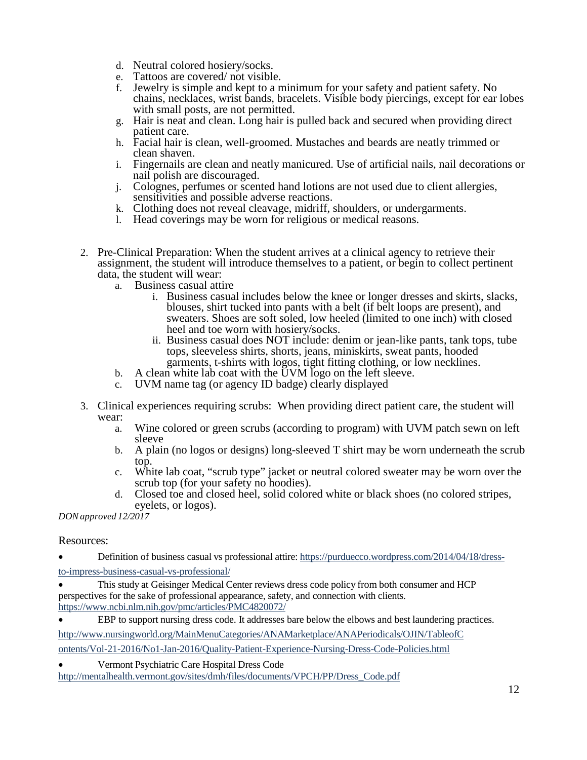d. Neutral colored hosiery/socks.
e. Tattoos are covered/ not visible.
f. Jewelry is simple and kept to a minimum for your safety and patient safety. No chains, necklaces, wrist bands, bracelets. Visible body piercings, except for ear lobes with small posts, are not permitted.
g. Hair is neat and clean. Long hair is pulled back and secured when providing direct patient care.
h. Facial hair is clean, well-groomed. Mustaches and beards are neatly trimmed or clean shaven.
i. Fingernails are clean and neatly manicured. Use of artificial nails, nail decorations or nail polish are discouraged.
j. Colognes, perfumes or scented hand lotions are not used due to client allergies, sensitivities and possible adverse reactions.
k. Clothing does not reveal cleavage, midriff, shoulders, or undergarments.
l. Head coverings may be worn for religious or medical reasons.

2. Pre-Clinical Preparation: When the student arrives at a clinical agency to retrieve their assignment, the student will introduce themselves to a patient, or begin to collect pertinent data, the student will wear:
   a. Business casual attire
      i. Business casual includes below the knee or longer dresses and skirts, slacks, blouses, shirt tucked into pants with a belt (if belt loops are present), and sweaters. Shoes are soft soled, low heeled (limited to one inch) with closed heel and toe worn with hosiery/socks.
      ii. Business casual does NOT include: denim or jean-like pants, tank tops, tube tops, sleeveless shirts, shorts, jeans, miniskirts, sweat pants, hooded garments, t-shirts with logos, tight fitting clothing, or low necklines.
   b. A clean white lab coat with the UVM logo on the left sleeve.
   c. UVM name tag (or agency ID badge) clearly displayed

3. Clinical experiences requiring scrubs: When providing direct patient care, the student will wear:
   a. Wine colored or green scrubs (according to program) with UVM patch sewn on left sleeve
   b. A plain (no logos or designs) long-sleeved T shirt may be worn underneath the scrub top.
   c. White lab coat, "scrub type" jacket or neutral colored sweater may be worn over the scrub top (for your safety no hoodies).
   d. Closed toe and closed heel, solid colored white or black shoes (no colored stripes, eyelets, or logos).

*DON approved 12/2017*

Resources:

- Definition of business casual vs professional attire: https://purduecco.wordpress.com/2014/04/18/dress-to-impress-business-casual-vs-professional/
- This study at Geisinger Medical Center reviews dress code policy from both consumer and HCP perspectives for the sake of professional appearance, safety, and connection with clients. https://www.ncbi.nlm.nih.gov/pmc/articles/PMC4820072/
- EBP to support nursing dress code. It addresses bare below the elbows and best laundering practices. http://www.nursingworld.org/MainMenuCategories/ANAMarketplace/ANAPeriodicals/OJIN/TableofContents/Vol-21-2016/No1-Jan-2016/Quality-Patient-Experience-Nursing-Dress-Code-Policies.html
- Vermont Psychiatric Care Hospital Dress Code http://mentalhealth.vermont.gov/sites/dmh/files/documents/VPCH/PP/Dress_Code.pdf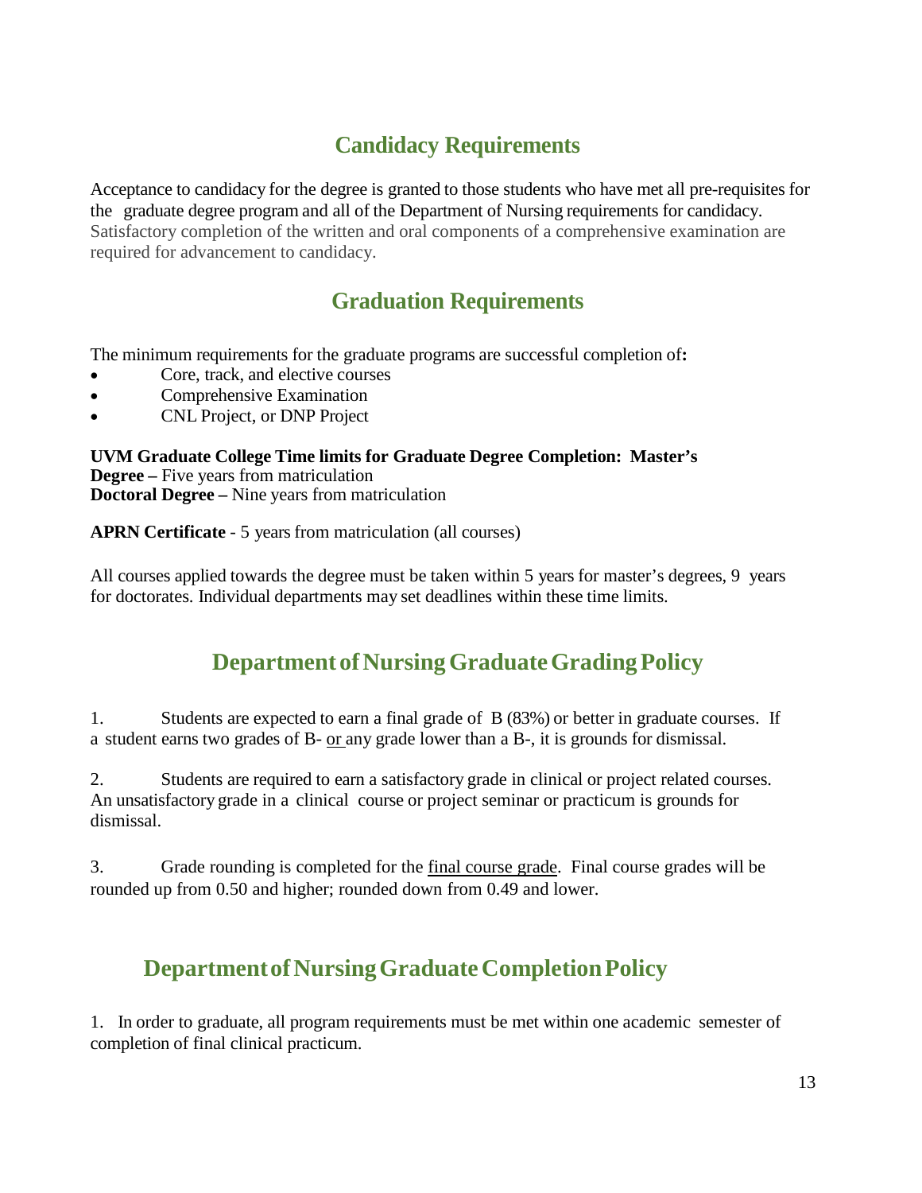## Candidacy Requirements

Acceptance to candidacy for the degree is granted to those students who have met all pre-requisites for the graduate degree program and all of the Department of Nursing requirements for candidacy. Satisfactory completion of the written and oral components of a comprehensive examination are required for advancement to candidacy.

## Graduation Requirements

The minimum requirements for the graduate programs are successful completion of**:**

- Core, track, and elective courses
- Comprehensive Examination
- CNL Project, or DNP Project

**UVM Graduate College Time limits for Graduate Degree Completion: Master's Degree –** Five years from matriculation
**Doctoral Degree –** Nine years from matriculation

**APRN Certificate** - 5 years from matriculation (all courses)

All courses applied towards the degree must be taken within 5 years for master's degrees, 9 years for doctorates. Individual departments may set deadlines within these time limits.

## Department of Nursing Graduate Grading Policy

1. Students are expected to earn a final grade of B (83%) or better in graduate courses. If a student earns two grades of B- or any grade lower than a B-, it is grounds for dismissal.

2. Students are required to earn a satisfactory grade in clinical or project related courses. An unsatisfactory grade in a clinical course or project seminar or practicum is grounds for dismissal.

3. Grade rounding is completed for the final course grade. Final course grades will be rounded up from 0.50 and higher; rounded down from 0.49 and lower.

## Department of Nursing Graduate Completion Policy

1. In order to graduate, all program requirements must be met within one academic semester of completion of final clinical practicum.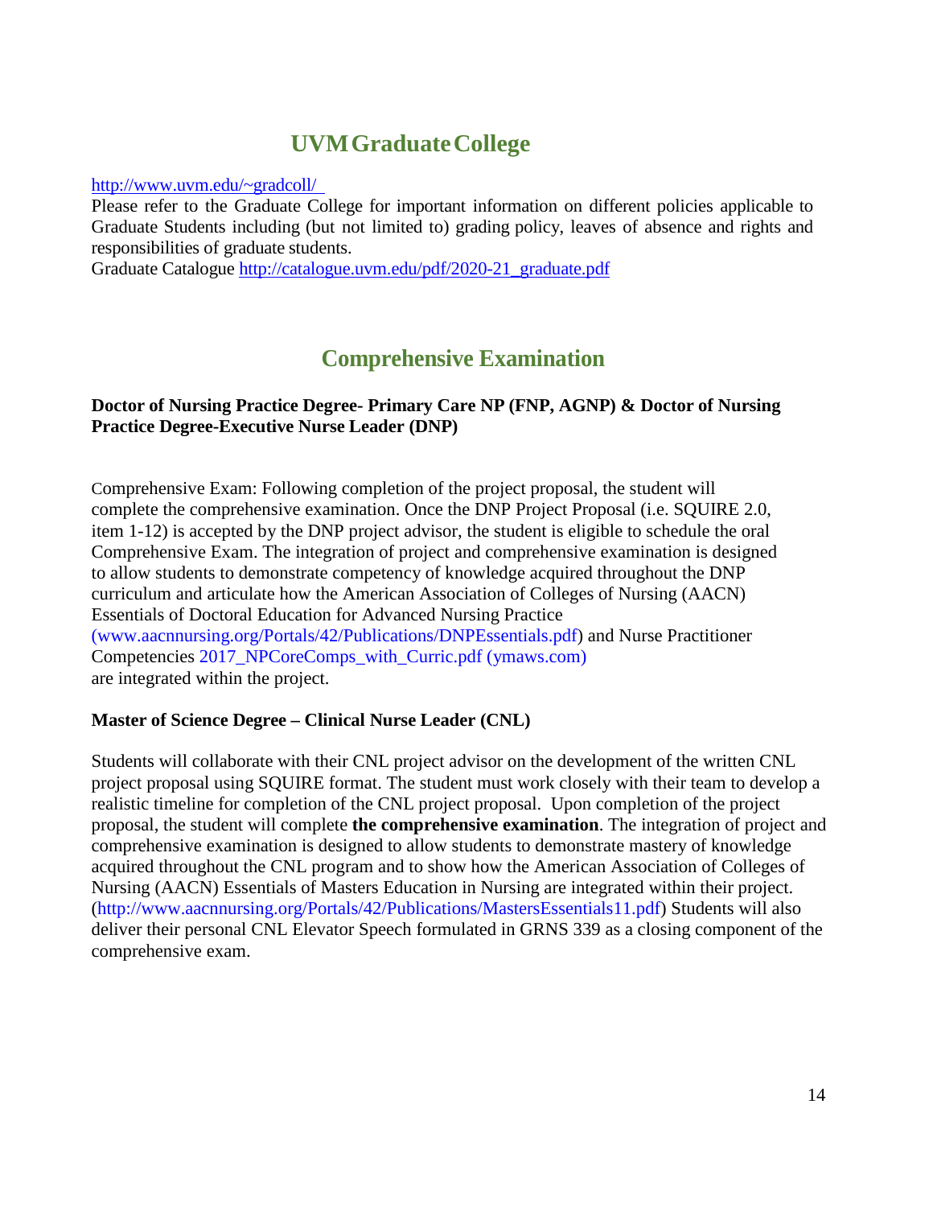# UVM Graduate College

http://www.uvm.edu/~gradcoll/

Please refer to the Graduate College for important information on different policies applicable to Graduate Students including (but not limited to) grading policy, leaves of absence and rights and responsibilities of graduate students.

Graduate Catalogue http://catalogue.uvm.edu/pdf/2020-21_graduate.pdf

# Comprehensive Examination

**Doctor of Nursing Practice Degree- Primary Care NP (FNP, AGNP) & Doctor of Nursing Practice Degree-Executive Nurse Leader (DNP)**

Comprehensive Exam: Following completion of the project proposal, the student will complete the comprehensive examination. Once the DNP Project Proposal (i.e. SQUIRE 2.0, item 1-12) is accepted by the DNP project advisor, the student is eligible to schedule the oral Comprehensive Exam. The integration of project and comprehensive examination is designed to allow students to demonstrate competency of knowledge acquired throughout the DNP curriculum and articulate how the American Association of Colleges of Nursing (AACN) Essentials of Doctoral Education for Advanced Nursing Practice (www.aacnnursing.org/Portals/42/Publications/DNPEssentials.pdf) and Nurse Practitioner Competencies 2017_NPCoreComps_with_Curric.pdf (ymaws.com) are integrated within the project.

**Master of Science Degree – Clinical Nurse Leader (CNL)**

Students will collaborate with their CNL project advisor on the development of the written CNL project proposal using SQUIRE format. The student must work closely with their team to develop a realistic timeline for completion of the CNL project proposal. Upon completion of the project proposal, the student will complete **the comprehensive examination**. The integration of project and comprehensive examination is designed to allow students to demonstrate mastery of knowledge acquired throughout the CNL program and to show how the American Association of Colleges of Nursing (AACN) Essentials of Masters Education in Nursing are integrated within their project. (http://www.aacnnursing.org/Portals/42/Publications/MastersEssentials11.pdf) Students will also deliver their personal CNL Elevator Speech formulated in GRNS 339 as a closing component of the comprehensive exam.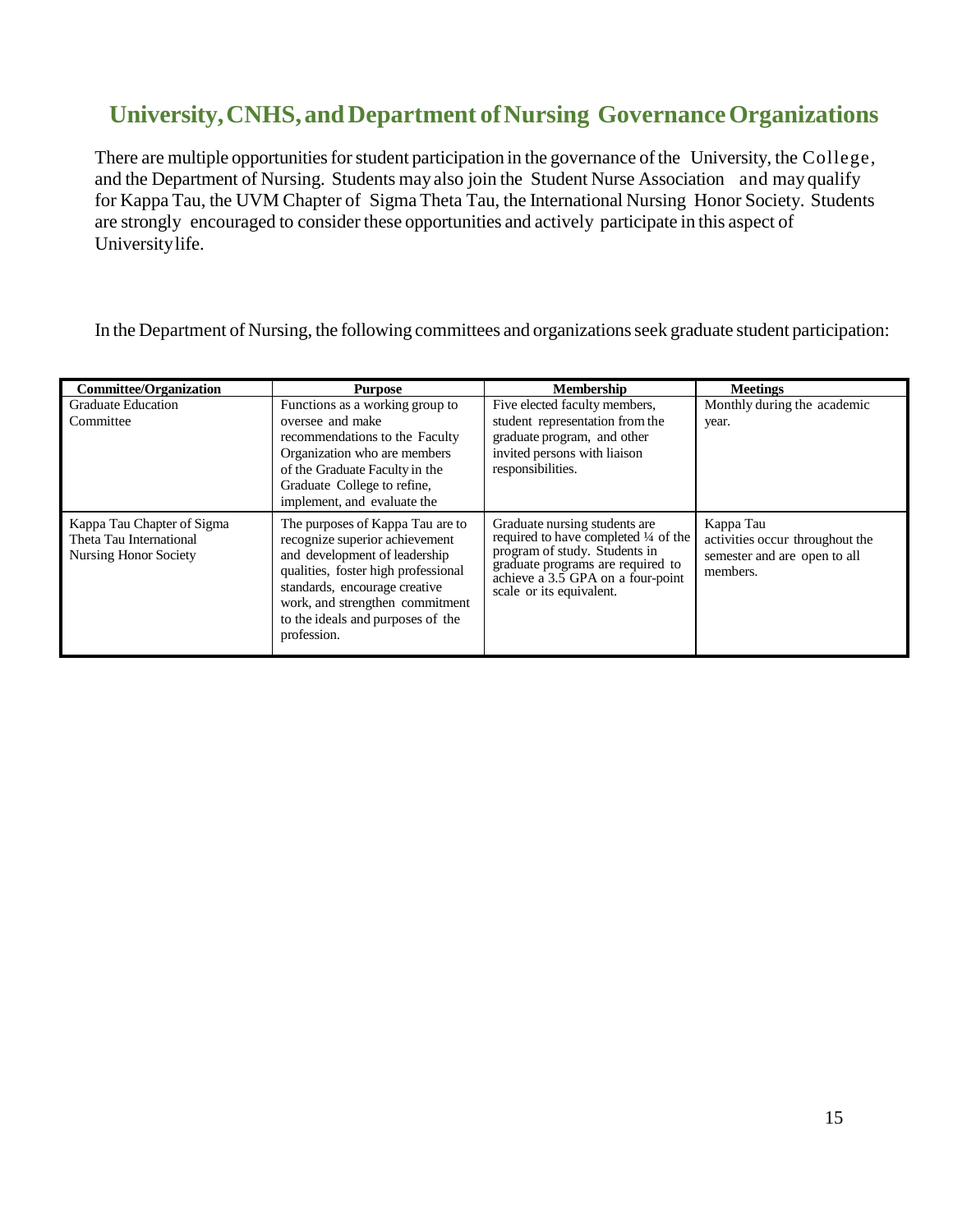## University, CNHS, and Department of Nursing Governance Organizations

There are multiple opportunities for student participation in the governance of the University, the College, and the Department of Nursing. Students may also join the Student Nurse Association and may qualify for Kappa Tau, the UVM Chapter of Sigma Theta Tau, the International Nursing Honor Society. Students are strongly encouraged to consider these opportunities and actively participate in this aspect of University life.

In the Department of Nursing, the following committees and organizations seek graduate student participation:

| Committee/Organization | Purpose | Membership | Meetings |
|---|---|---|---|
| Graduate Education Committee | Functions as a working group to oversee and make recommendations to the Faculty Organization who are members of the Graduate Faculty in the Graduate College to refine, implement, and evaluate the | Five elected faculty members, student representation from the graduate program, and other invited persons with liaison responsibilities. | Monthly during the academic year. |
| Kappa Tau Chapter of Sigma Theta Tau International Nursing Honor Society | The purposes of Kappa Tau are to recognize superior achievement and development of leadership qualities, foster high professional standards, encourage creative work, and strengthen commitment to the ideals and purposes of the profession. | Graduate nursing students are required to have completed ¼ of the program of study. Students in graduate programs are required to achieve a 3.5 GPA on a four-point scale or its equivalent. | Kappa Tau activities occur throughout the semester and are open to all members. |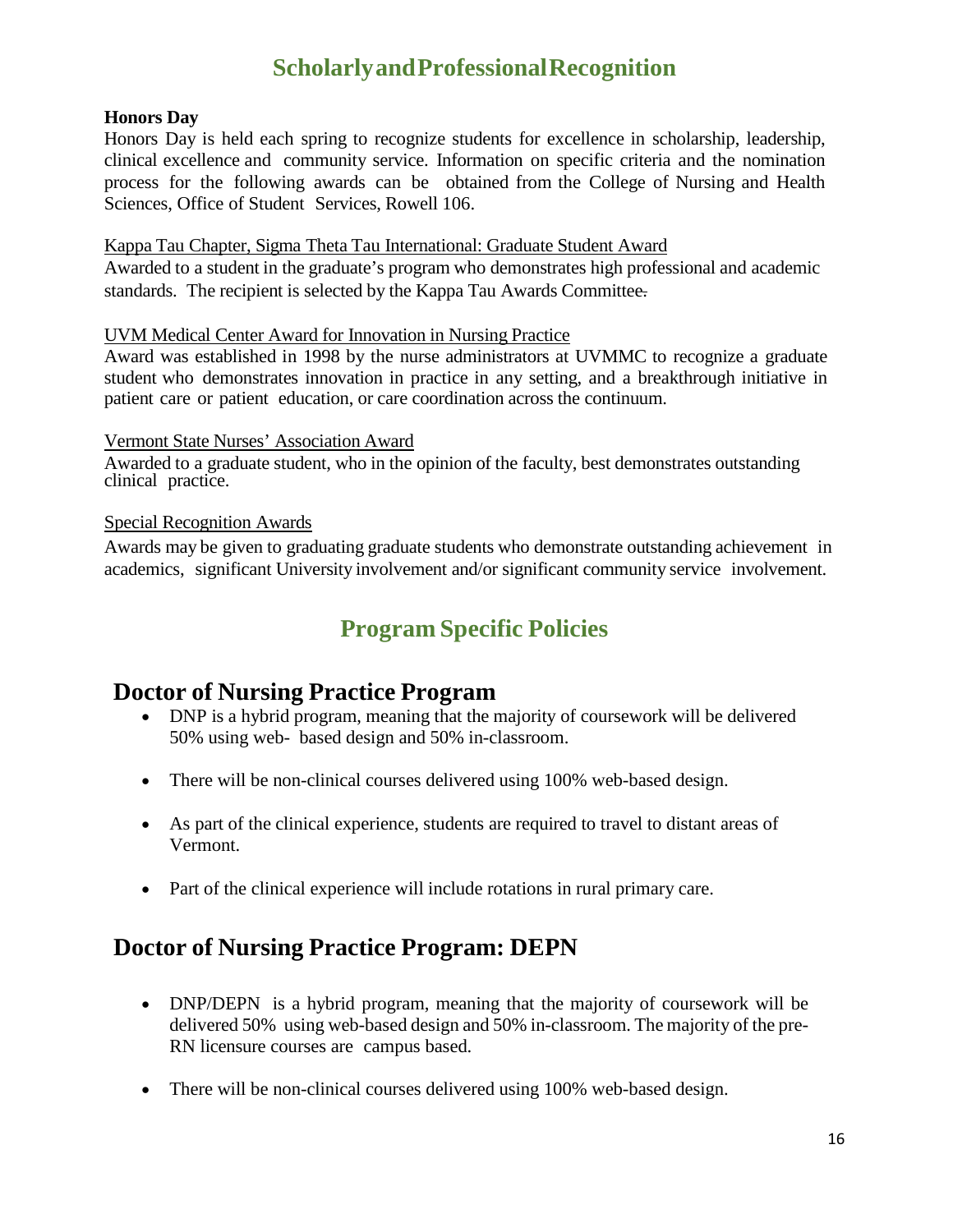# Scholarly and Professional Recognition

**Honors Day**

Honors Day is held each spring to recognize students for excellence in scholarship, leadership, clinical excellence and community service. Information on specific criteria and the nomination process for the following awards can be obtained from the College of Nursing and Health Sciences, Office of Student Services, Rowell 106.

<u>Kappa Tau Chapter, Sigma Theta Tau International: Graduate Student Award</u>

Awarded to a student in the graduate's program who demonstrates high professional and academic standards. The recipient is selected by the Kappa Tau Awards Committee.

<u>UVM Medical Center Award for Innovation in Nursing Practice</u>

Award was established in 1998 by the nurse administrators at UVMMC to recognize a graduate student who demonstrates innovation in practice in any setting, and a breakthrough initiative in patient care or patient education, or care coordination across the continuum.

<u>Vermont State Nurses' Association Award</u>

Awarded to a graduate student, who in the opinion of the faculty, best demonstrates outstanding clinical practice.

<u>Special Recognition Awards</u>

Awards may be given to graduating graduate students who demonstrate outstanding achievement in academics, significant University involvement and/or significant community service involvement.

# Program Specific Policies

## Doctor of Nursing Practice Program

- DNP is a hybrid program, meaning that the majority of coursework will be delivered 50% using web- based design and 50% in-classroom.
- There will be non-clinical courses delivered using 100% web-based design.
- As part of the clinical experience, students are required to travel to distant areas of Vermont.
- Part of the clinical experience will include rotations in rural primary care.

## Doctor of Nursing Practice Program: DEPN

- DNP/DEPN is a hybrid program, meaning that the majority of coursework will be delivered 50% using web-based design and 50% in-classroom. The majority of the pre-RN licensure courses are campus based.
- There will be non-clinical courses delivered using 100% web-based design.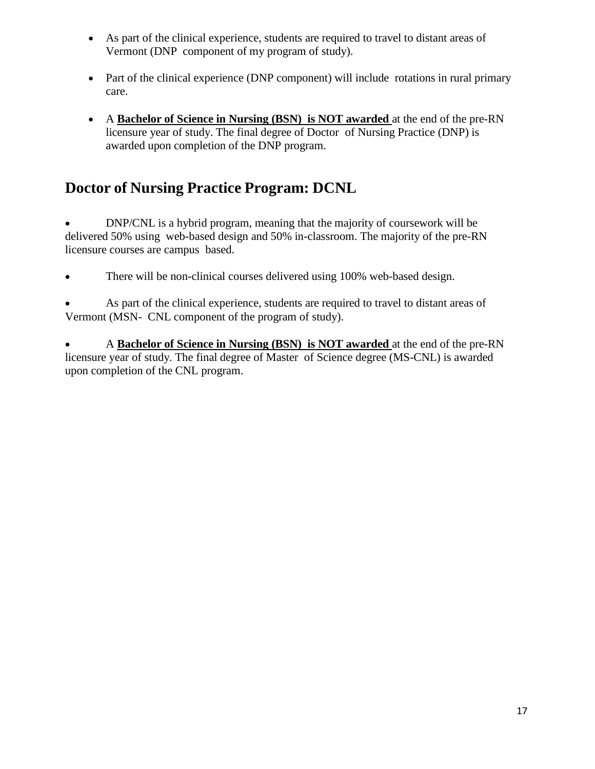- As part of the clinical experience, students are required to travel to distant areas of Vermont (DNP component of my program of study).
- Part of the clinical experience (DNP component) will include rotations in rural primary care.
- A **Bachelor of Science in Nursing (BSN) is NOT awarded** at the end of the pre-RN licensure year of study. The final degree of Doctor of Nursing Practice (DNP) is awarded upon completion of the DNP program.

## Doctor of Nursing Practice Program: DCNL

- DNP/CNL is a hybrid program, meaning that the majority of coursework will be delivered 50% using web-based design and 50% in-classroom. The majority of the pre-RN licensure courses are campus based.
- There will be non-clinical courses delivered using 100% web-based design.
- As part of the clinical experience, students are required to travel to distant areas of Vermont (MSN- CNL component of the program of study).
- A **Bachelor of Science in Nursing (BSN) is NOT awarded** at the end of the pre-RN licensure year of study. The final degree of Master of Science degree (MS-CNL) is awarded upon completion of the CNL program.